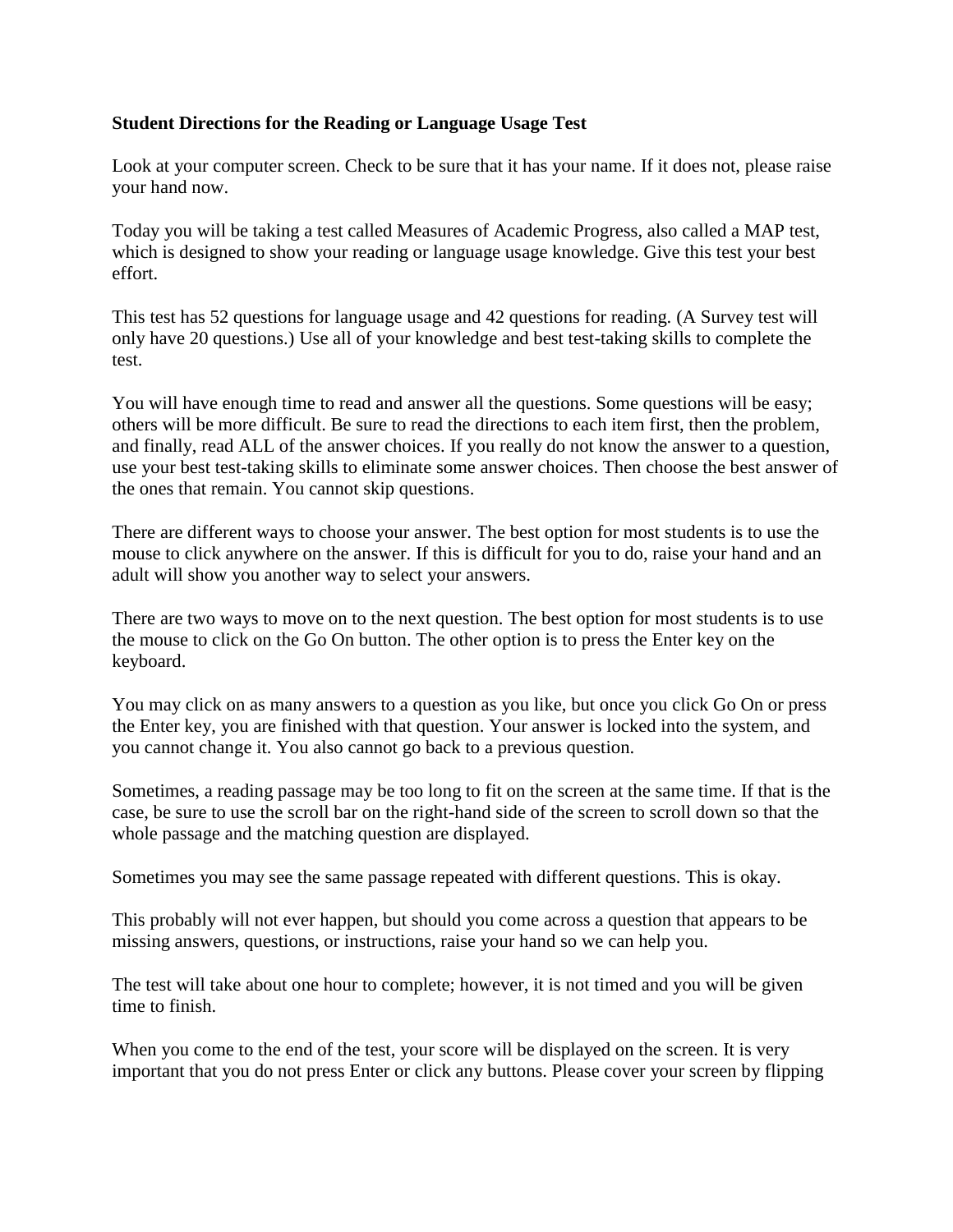**Student Directions for the Reading or Language Usage Test**

Look at your computer screen. Check to be sure that it has your name. If it does not, please raise your hand now.

Today you will be taking a test called Measures of Academic Progress, also called a MAP test, which is designed to show your reading or language usage knowledge. Give this test your best effort.

This test has 52 questions for language usage and 42 questions for reading. (A Survey test will only have 20 questions.) Use all of your knowledge and best test-taking skills to complete the test.

You will have enough time to read and answer all the questions. Some questions will be easy; others will be more difficult. Be sure to read the directions to each item first, then the problem, and finally, read ALL of the answer choices. If you really do not know the answer to a question, use your best test-taking skills to eliminate some answer choices. Then choose the best answer of the ones that remain. You cannot skip questions.

There are different ways to choose your answer. The best option for most students is to use the mouse to click anywhere on the answer. If this is difficult for you to do, raise your hand and an adult will show you another way to select your answers.

There are two ways to move on to the next question. The best option for most students is to use the mouse to click on the Go On button. The other option is to press the Enter key on the keyboard.

You may click on as many answers to a question as you like, but once you click Go On or press the Enter key, you are finished with that question. Your answer is locked into the system, and you cannot change it. You also cannot go back to a previous question.

Sometimes, a reading passage may be too long to fit on the screen at the same time. If that is the case, be sure to use the scroll bar on the right-hand side of the screen to scroll down so that the whole passage and the matching question are displayed.

Sometimes you may see the same passage repeated with different questions. This is okay.

This probably will not ever happen, but should you come across a question that appears to be missing answers, questions, or instructions, raise your hand so we can help you.

The test will take about one hour to complete; however, it is not timed and you will be given time to finish.

When you come to the end of the test, your score will be displayed on the screen. It is very important that you do not press Enter or click any buttons. Please cover your screen by flipping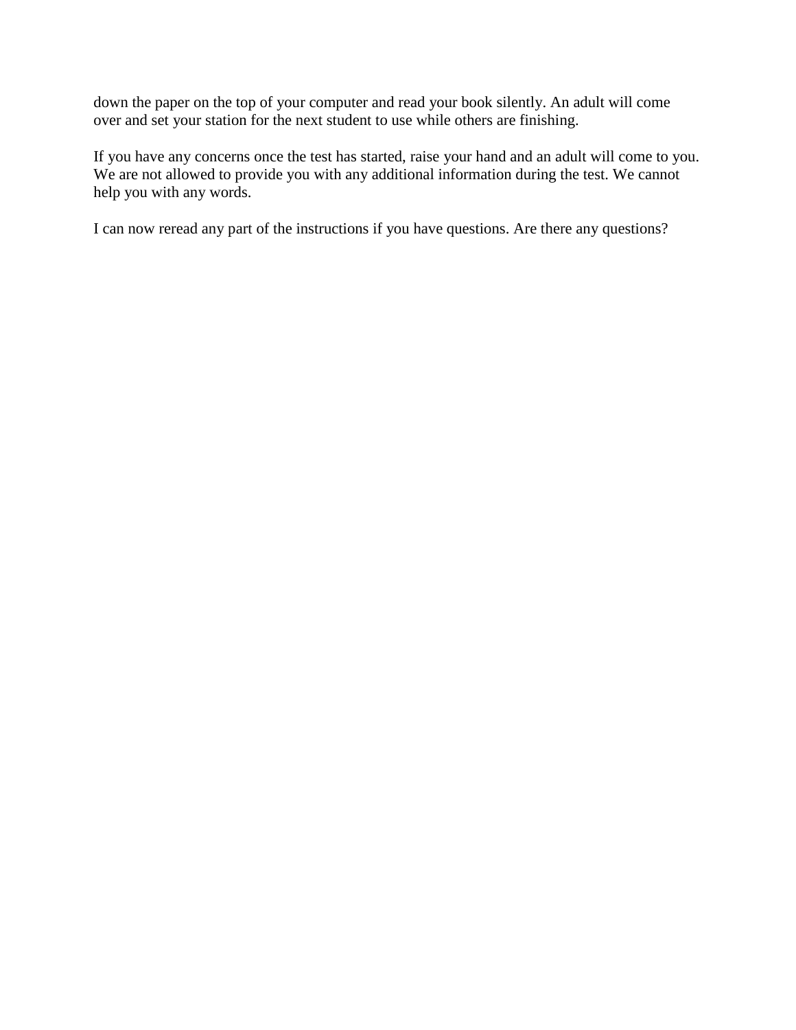down the paper on the top of your computer and read your book silently. An adult will come over and set your station for the next student to use while others are finishing.

If you have any concerns once the test has started, raise your hand and an adult will come to you. We are not allowed to provide you with any additional information during the test. We cannot help you with any words.

I can now reread any part of the instructions if you have questions. Are there any questions?